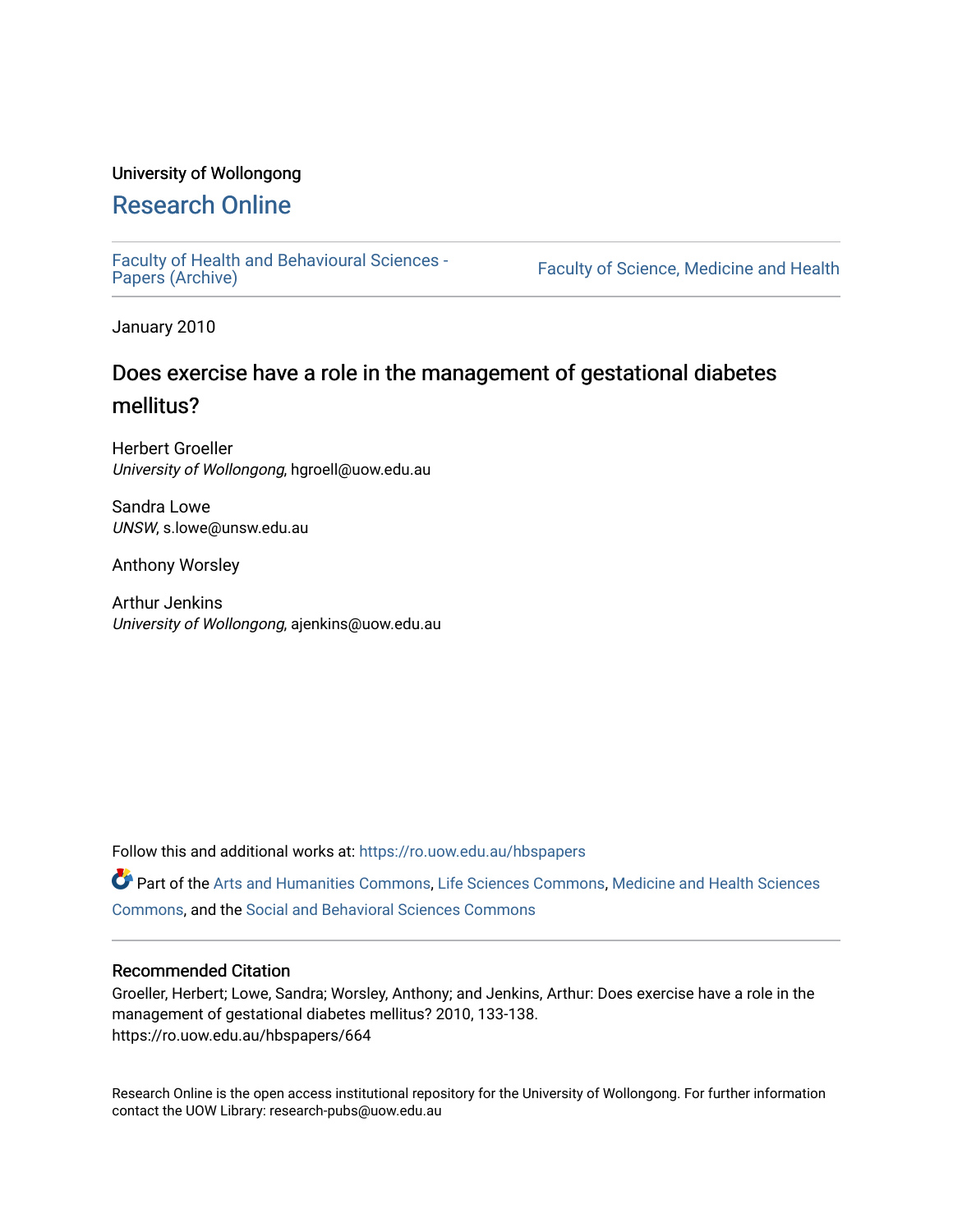University of Wollongong

# Research Online

Faculty of Health and Behavioural Sciences - Papers (Archive)

Faculty of Science, Medicine and Health

January 2010

## Does exercise have a role in the management of gestational diabetes mellitus?

Herbert Groeller
*University of Wollongong*, hgroell@uow.edu.au

Sandra Lowe
*UNSW*, s.lowe@unsw.edu.au

Anthony Worsley

Arthur Jenkins
*University of Wollongong*, ajenkins@uow.edu.au

Follow this and additional works at: https://ro.uow.edu.au/hbspapers

Part of the Arts and Humanities Commons, Life Sciences Commons, Medicine and Health Sciences Commons, and the Social and Behavioral Sciences Commons

### Recommended Citation

Groeller, Herbert; Lowe, Sandra; Worsley, Anthony; and Jenkins, Arthur: Does exercise have a role in the management of gestational diabetes mellitus? 2010, 133-138.
https://ro.uow.edu.au/hbspapers/664

Research Online is the open access institutional repository for the University of Wollongong. For further information contact the UOW Library: research-pubs@uow.edu.au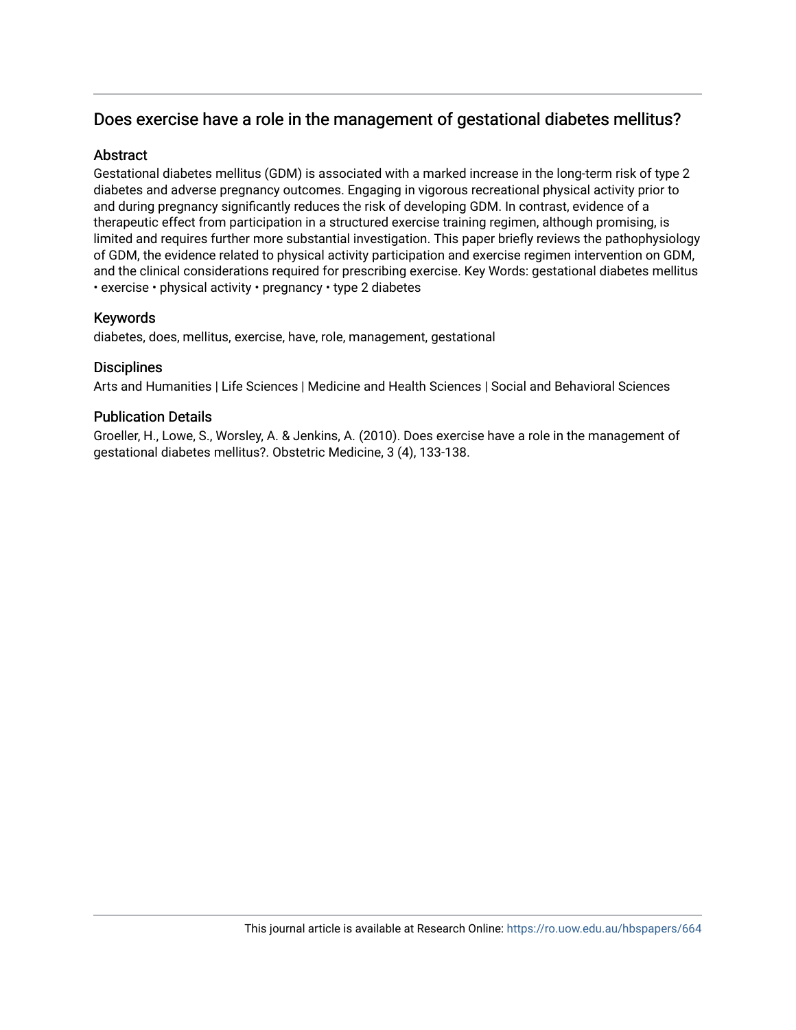# Does exercise have a role in the management of gestational diabetes mellitus?

## Abstract

Gestational diabetes mellitus (GDM) is associated with a marked increase in the long-term risk of type 2 diabetes and adverse pregnancy outcomes. Engaging in vigorous recreational physical activity prior to and during pregnancy significantly reduces the risk of developing GDM. In contrast, evidence of a therapeutic effect from participation in a structured exercise training regimen, although promising, is limited and requires further more substantial investigation. This paper briefly reviews the pathophysiology of GDM, the evidence related to physical activity participation and exercise regimen intervention on GDM, and the clinical considerations required for prescribing exercise. Key Words: gestational diabetes mellitus • exercise • physical activity • pregnancy • type 2 diabetes

## Keywords

diabetes, does, mellitus, exercise, have, role, management, gestational

## Disciplines

Arts and Humanities | Life Sciences | Medicine and Health Sciences | Social and Behavioral Sciences

## Publication Details

Groeller, H., Lowe, S., Worsley, A. & Jenkins, A. (2010). Does exercise have a role in the management of gestational diabetes mellitus?. Obstetric Medicine, 3 (4), 133-138.

This journal article is available at Research Online: https://ro.uow.edu.au/hbspapers/664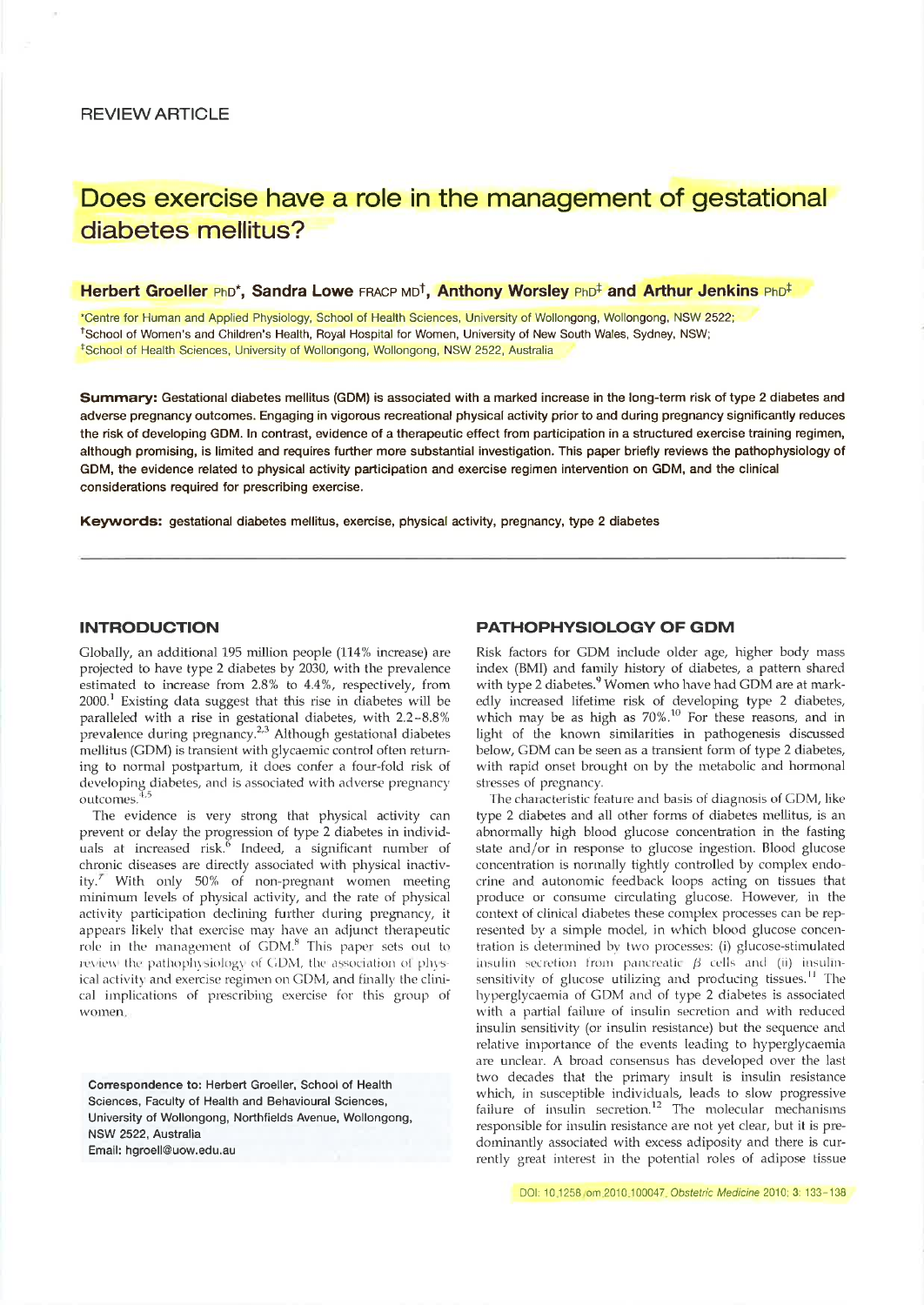REVIEW ARTICLE

# Does exercise have a role in the management of gestational diabetes mellitus?

**Herbert Groeller** PhD*, **Sandra Lowe** FRACP MD†, **Anthony Worsley** PhD‡ and **Arthur Jenkins** PhD‡

*Centre for Human and Applied Physiology, School of Health Sciences, University of Wollongong, Wollongong, NSW 2522;
†School of Women's and Children's Health, Royal Hospital for Women, University of New South Wales, Sydney, NSW;
‡School of Health Sciences, University of Wollongong, Wollongong, NSW 2522, Australia

**Summary: Gestational diabetes mellitus (GDM) is associated with a marked increase in the long-term risk of type 2 diabetes and adverse pregnancy outcomes. Engaging in vigorous recreational physical activity prior to and during pregnancy significantly reduces the risk of developing GDM. In contrast, evidence of a therapeutic effect from participation in a structured exercise training regimen, although promising, is limited and requires further more substantial investigation. This paper briefly reviews the pathophysiology of GDM, the evidence related to physical activity participation and exercise regimen intervention on GDM, and the clinical considerations required for prescribing exercise.**

**Keywords:** gestational diabetes mellitus, exercise, physical activity, pregnancy, type 2 diabetes

## INTRODUCTION

Globally, an additional 195 million people (114% increase) are projected to have type 2 diabetes by 2030, with the prevalence estimated to increase from 2.8% to 4.4%, respectively, from 2000.[1] Existing data suggest that this rise in diabetes will be paralleled with a rise in gestational diabetes, with 2.2–8.8% prevalence during pregnancy.[2,3] Although gestational diabetes mellitus (GDM) is transient with glycaemic control often returning to normal postpartum, it does confer a four-fold risk of developing diabetes, and is associated with adverse pregnancy outcomes.[4,5]

The evidence is very strong that physical activity can prevent or delay the progression of type 2 diabetes in individuals at increased risk.[6] Indeed, a significant number of chronic diseases are directly associated with physical inactivity.[7] With only 50% of non-pregnant women meeting minimum levels of physical activity, and the rate of physical activity participation declining further during pregnancy, it appears likely that exercise may have an adjunct therapeutic role in the management of GDM.[8] This paper sets out to review the pathophysiology of GDM, the association of physical activity and exercise regimen on GDM, and finally the clinical implications of prescribing exercise for this group of women.

**Correspondence to: Herbert Groeller, School of Health Sciences, Faculty of Health and Behavioural Sciences, University of Wollongong, Northfields Avenue, Wollongong, NSW 2522, Australia**
**Email: hgroell@uow.edu.au**

## PATHOPHYSIOLOGY OF GDM

Risk factors for GDM include older age, higher body mass index (BMI) and family history of diabetes, a pattern shared with type 2 diabetes.[9] Women who have had GDM are at markedly increased lifetime risk of developing type 2 diabetes, which may be as high as 70%.[10] For these reasons, and in light of the known similarities in pathogenesis discussed below, GDM can be seen as a transient form of type 2 diabetes, with rapid onset brought on by the metabolic and hormonal stresses of pregnancy.

The characteristic feature and basis of diagnosis of GDM, like type 2 diabetes and all other forms of diabetes mellitus, is an abnormally high blood glucose concentration in the fasting state and/or in response to glucose ingestion. Blood glucose concentration is normally tightly controlled by complex endocrine and autonomic feedback loops acting on tissues that produce or consume circulating glucose. However, in the context of clinical diabetes these complex processes can be represented by a simple model, in which blood glucose concentration is determined by two processes: (i) glucose-stimulated insulin secretion from pancreatic $\beta$ cells and (ii) insulin-sensitivity of glucose utilizing and producing tissues.[11] The hyperglycaemia of GDM and of type 2 diabetes is associated with a partial failure of insulin secretion and with reduced insulin sensitivity (or insulin resistance) but the sequence and relative importance of the events leading to hyperglycaemia are unclear. A broad consensus has developed over the last two decades that the primary insult is insulin resistance which, in susceptible individuals, leads to slow progressive failure of insulin secretion.[12] The molecular mechanisms responsible for insulin resistance are not yet clear, but it is predominantly associated with excess adiposity and there is currently great interest in the potential roles of adipose tissue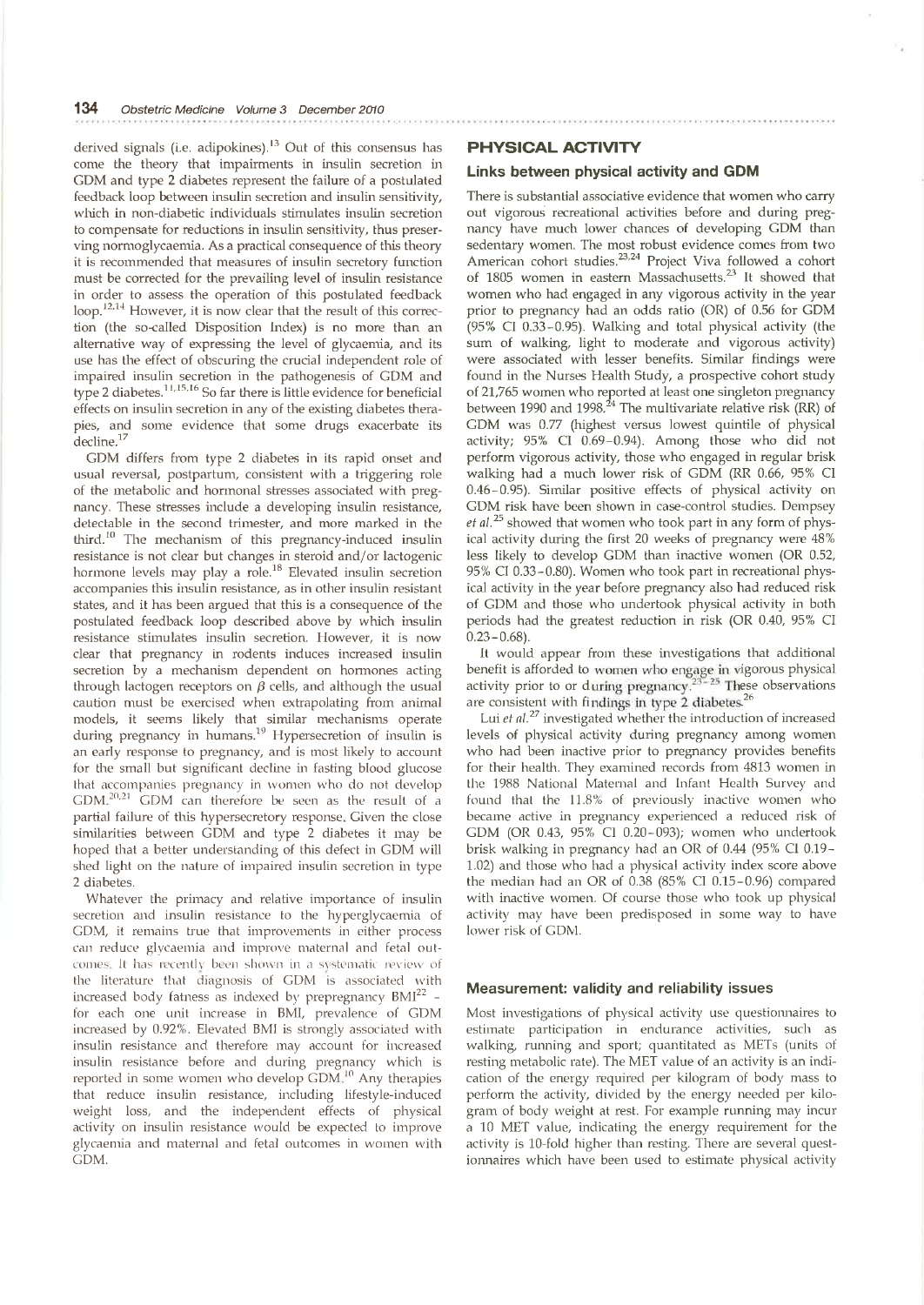derived signals (i.e. adipokines).[13] Out of this consensus has come the theory that impairments in insulin secretion in GDM and type 2 diabetes represent the failure of a postulated feedback loop between insulin secretion and insulin sensitivity, which in non-diabetic individuals stimulates insulin secretion to compensate for reductions in insulin sensitivity, thus preserving normoglycaemia. As a practical consequence of this theory it is recommended that measures of insulin secretory function must be corrected for the prevailing level of insulin resistance in order to assess the operation of this postulated feedback loop.[12,14] However, it is now clear that the result of this correction (the so-called Disposition Index) is no more than an alternative way of expressing the level of glycaemia, and its use has the effect of obscuring the crucial independent role of impaired insulin secretion in the pathogenesis of GDM and type 2 diabetes.[11,15,16] So far there is little evidence for beneficial effects on insulin secretion in any of the existing diabetes therapies, and some evidence that some drugs exacerbate its decline.[17]

GDM differs from type 2 diabetes in its rapid onset and usual reversal, postpartum, consistent with a triggering role of the metabolic and hormonal stresses associated with pregnancy. These stresses include a developing insulin resistance, detectable in the second trimester, and more marked in the third.[10] The mechanism of this pregnancy-induced insulin resistance is not clear but changes in steroid and/or lactogenic hormone levels may play a role.[18] Elevated insulin secretion accompanies this insulin resistance, as in other insulin resistant states, and it has been argued that this is a consequence of the postulated feedback loop described above by which insulin resistance stimulates insulin secretion. However, it is now clear that pregnancy in rodents induces increased insulin secretion by a mechanism dependent on hormones acting through lactogen receptors on $\beta$ cells, and although the usual caution must be exercised when extrapolating from animal models, it seems likely that similar mechanisms operate during pregnancy in humans.[19] Hypersecretion of insulin is an early response to pregnancy, and is most likely to account for the small but significant decline in fasting blood glucose that accompanies pregnancy in women who do not develop GDM.[20,21] GDM can therefore be seen as the result of a partial failure of this hypersecretory response. Given the close similarities between GDM and type 2 diabetes it may be hoped that a better understanding of this defect in GDM will shed light on the nature of impaired insulin secretion in type 2 diabetes.

Whatever the primacy and relative importance of insulin secretion and insulin resistance to the hyperglycaemia of GDM, it remains true that improvements in either process can reduce glycaemia and improve maternal and fetal outcomes. It has recently been shown in a systematic review of the literature that diagnosis of GDM is associated with increased body fatness as indexed by prepregnancy BMI[22] – for each one unit increase in BMI, prevalence of GDM increased by 0.92%. Elevated BMI is strongly associated with insulin resistance and therefore may account for increased insulin resistance before and during pregnancy which is reported in some women who develop GDM.[10] Any therapies that reduce insulin resistance, including lifestyle-induced weight loss, and the independent effects of physical activity on insulin resistance would be expected to improve glycaemia and maternal and fetal outcomes in women with GDM.

## PHYSICAL ACTIVITY

### Links between physical activity and GDM

There is substantial associative evidence that women who carry out vigorous recreational activities before and during pregnancy have much lower chances of developing GDM than sedentary women. The most robust evidence comes from two American cohort studies.[23,24] Project Viva followed a cohort of 1805 women in eastern Massachusetts.[23] It showed that women who had engaged in any vigorous activity in the year prior to pregnancy had an odds ratio (OR) of 0.56 for GDM (95% CI 0.33–0.95). Walking and total physical activity (the sum of walking, light to moderate and vigorous activity) were associated with lesser benefits. Similar findings were found in the Nurses Health Study, a prospective cohort study of 21,765 women who reported at least one singleton pregnancy between 1990 and 1998.[24] The multivariate relative risk (RR) of GDM was 0.77 (highest versus lowest quintile of physical activity; 95% CI 0.69–0.94). Among those who did not perform vigorous activity, those who engaged in regular brisk walking had a much lower risk of GDM (RR 0.66, 95% CI 0.46–0.95). Similar positive effects of physical activity on GDM risk have been shown in case-control studies. Dempsey *et al.*[25] showed that women who took part in any form of physical activity during the first 20 weeks of pregnancy were 48% less likely to develop GDM than inactive women (OR 0.52, 95% CI 0.33–0.80). Women who took part in recreational physical activity in the year before pregnancy also had reduced risk of GDM and those who undertook physical activity in both periods had the greatest reduction in risk (OR 0.40, 95% CI 0.23–0.68).

It would appear from these investigations that additional benefit is afforded to women who engage in vigorous physical activity prior to or during pregnancy.[23–25] These observations are consistent with findings in type 2 diabetes.[26]

Lui *et al.*[27] investigated whether the introduction of increased levels of physical activity during pregnancy among women who had been inactive prior to pregnancy provides benefits for their health. They examined records from 4813 women in the 1988 National Maternal and Infant Health Survey and found that the 11.8% of previously inactive women who became active in pregnancy experienced a reduced risk of GDM (OR 0.43, 95% CI 0.20–093); women who undertook brisk walking in pregnancy had an OR of 0.44 (95% CI 0.19–1.02) and those who had a physical activity index score above the median had an OR of 0.38 (85% CI 0.15–0.96) compared with inactive women. Of course those who took up physical activity may have been predisposed in some way to have lower risk of GDM.

### Measurement: validity and reliability issues

Most investigations of physical activity use questionnaires to estimate participation in endurance activities, such as walking, running and sport; quantitated as METs (units of resting metabolic rate). The MET value of an activity is an indication of the energy required per kilogram of body mass to perform the activity, divided by the energy needed per kilogram of body weight at rest. For example running may incur a 10 MET value, indicating the energy requirement for the activity is 10-fold higher than resting. There are several questionnaires which have been used to estimate physical activity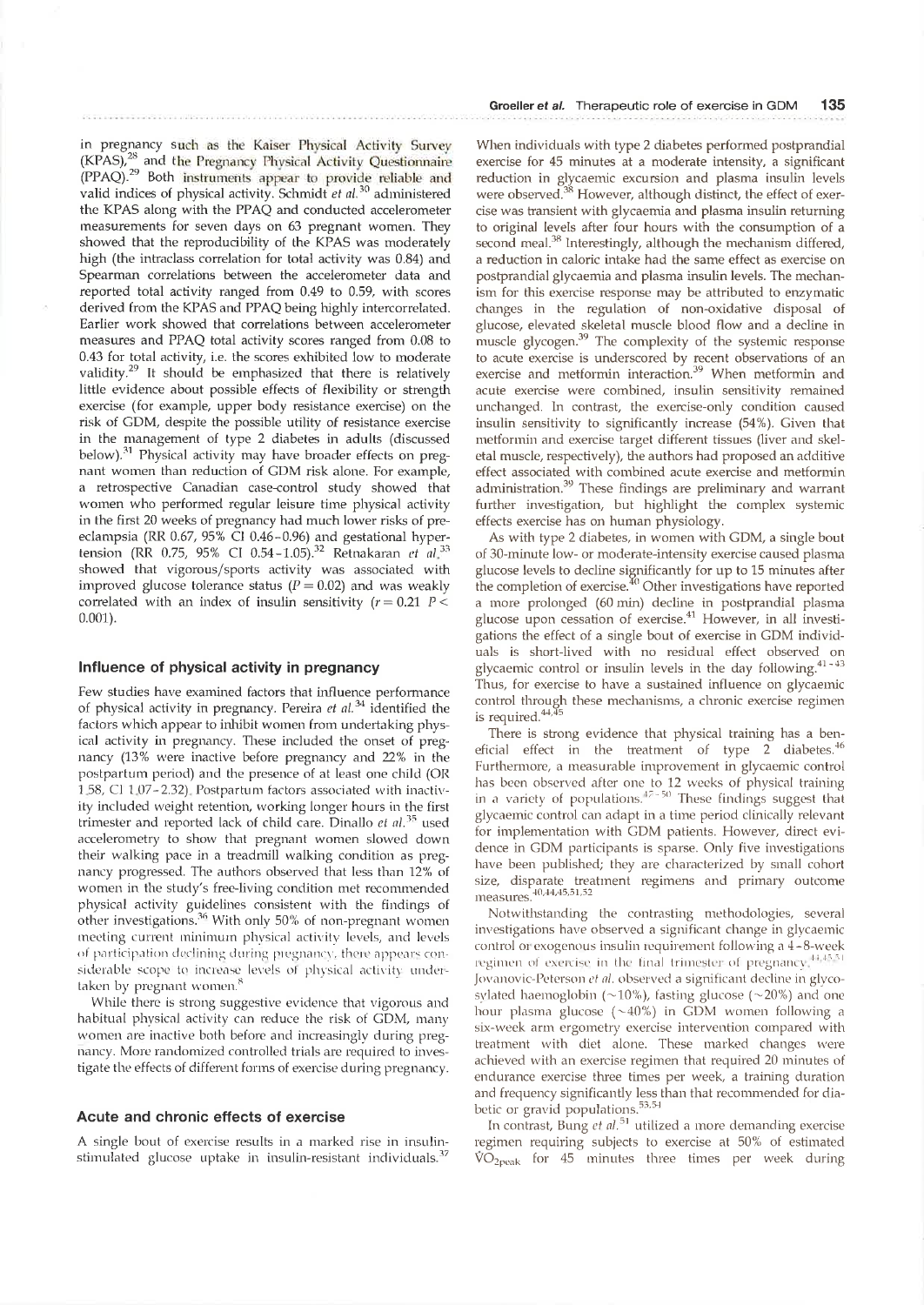in pregnancy such as the Kaiser Physical Activity Survey (KPAS),[28] and the Pregnancy Physical Activity Questionnaire (PPAQ).[29] Both instruments appear to provide reliable and valid indices of physical activity. Schmidt *et al.*[30] administered the KPAS along with the PPAQ and conducted accelerometer measurements for seven days on 63 pregnant women. They showed that the reproducibility of the KPAS was moderately high (the intraclass correlation for total activity was 0.84) and Spearman correlations between the accelerometer data and reported total activity ranged from 0.49 to 0.59, with scores derived from the KPAS and PPAQ being highly intercorrelated. Earlier work showed that correlations between accelerometer measures and PPAQ total activity scores ranged from 0.08 to 0.43 for total activity, i.e. the scores exhibited low to moderate validity.[29] It should be emphasized that there is relatively little evidence about possible effects of flexibility or strength exercise (for example, upper body resistance exercise) on the risk of GDM, despite the possible utility of resistance exercise in the management of type 2 diabetes in adults (discussed below).[31] Physical activity may have broader effects on pregnant women than reduction of GDM risk alone. For example, a retrospective Canadian case-control study showed that women who performed regular leisure time physical activity in the first 20 weeks of pregnancy had much lower risks of pre-eclampsia (RR 0.67, 95% CI 0.46–0.96) and gestational hypertension (RR 0.75, 95% CI 0.54–1.05).[32] Retnakaran *et al.*[33] showed that vigorous/sports activity was associated with improved glucose tolerance status ($P = 0.02$) and was weakly correlated with an index of insulin sensitivity ($r = 0.21$ $P < 0.001$).

## Influence of physical activity in pregnancy

Few studies have examined factors that influence performance of physical activity in pregnancy. Pereira *et al.*[34] identified the factors which appear to inhibit women from undertaking physical activity in pregnancy. These included the onset of pregnancy (13% were inactive before pregnancy and 22% in the postpartum period) and the presence of at least one child (OR 1.58, CI 1.07–2.32). Postpartum factors associated with inactivity included weight retention, working longer hours in the first trimester and reported lack of child care. Dinallo *et al.*[35] used accelerometry to show that pregnant women slowed down their walking pace in a treadmill walking condition as pregnancy progressed. The authors observed that less than 12% of women in the study's free-living condition met recommended physical activity guidelines consistent with the findings of other investigations.[36] With only 50% of non-pregnant women meeting current minimum physical activity levels, and levels of participation declining during pregnancy, there appears considerable scope to increase levels of physical activity undertaken by pregnant women.[8]

While there is strong suggestive evidence that vigorous and habitual physical activity can reduce the risk of GDM, many women are inactive both before and increasingly during pregnancy. More randomized controlled trials are required to investigate the effects of different forms of exercise during pregnancy.

## Acute and chronic effects of exercise

A single bout of exercise results in a marked rise in insulin-stimulated glucose uptake in insulin-resistant individuals.[37] When individuals with type 2 diabetes performed postprandial exercise for 45 minutes at a moderate intensity, a significant reduction in glycaemic excursion and plasma insulin levels were observed.[38] However, although distinct, the effect of exercise was transient with glycaemia and plasma insulin returning to original levels after four hours with the consumption of a second meal.[38] Interestingly, although the mechanism differed, a reduction in caloric intake had the same effect as exercise on postprandial glycaemia and plasma insulin levels. The mechanism for this exercise response may be attributed to enzymatic changes in the regulation of non-oxidative disposal of glucose, elevated skeletal muscle blood flow and a decline in muscle glycogen.[39] The complexity of the systemic response to acute exercise is underscored by recent observations of an exercise and metformin interaction.[39] When metformin and acute exercise were combined, insulin sensitivity remained unchanged. In contrast, the exercise-only condition caused insulin sensitivity to significantly increase (54%). Given that metformin and exercise target different tissues (liver and skeletal muscle, respectively), the authors had proposed an additive effect associated with combined acute exercise and metformin administration.[39] These findings are preliminary and warrant further investigation, but highlight the complex systemic effects exercise has on human physiology.

As with type 2 diabetes, in women with GDM, a single bout of 30-minute low- or moderate-intensity exercise caused plasma glucose levels to decline significantly for up to 15 minutes after the completion of exercise.[40] Other investigations have reported a more prolonged (60 min) decline in postprandial plasma glucose upon cessation of exercise.[41] However, in all investigations the effect of a single bout of exercise in GDM individuals is short-lived with no residual effect observed on glycaemic control or insulin levels in the day following.[41–43] Thus, for exercise to have a sustained influence on glycaemic control through these mechanisms, a chronic exercise regimen is required.[44,45]

There is strong evidence that physical training has a beneficial effect in the treatment of type 2 diabetes.[46] Furthermore, a measurable improvement in glycaemic control has been observed after one to 12 weeks of physical training in a variety of populations.[47–50] These findings suggest that glycaemic control can adapt in a time period clinically relevant for implementation with GDM patients. However, direct evidence in GDM participants is sparse. Only five investigations have been published; they are characterized by small cohort size, disparate treatment regimens and primary outcome measures.[40,44,45,51,52]

Notwithstanding the contrasting methodologies, several investigations have observed a significant change in glycaemic control or exogenous insulin requirement following a 4–8-week regimen of exercise in the final trimester of pregnancy.[44,45,51] Jovanovic-Peterson *et al.* observed a significant decline in glycosylated haemoglobin (~10%), fasting glucose (~20%) and one hour plasma glucose (~40%) in GDM women following a six-week arm ergometry exercise intervention compared with treatment with diet alone. These marked changes were achieved with an exercise regimen that required 20 minutes of endurance exercise three times per week, a training duration and frequency significantly less than that recommended for diabetic or gravid populations.[53,54]

In contrast, Bung *et al.*[51] utilized a more demanding exercise regimen requiring subjects to exercise at 50% of estimated $\dot{V}O_{2peak}$ for 45 minutes three times per week during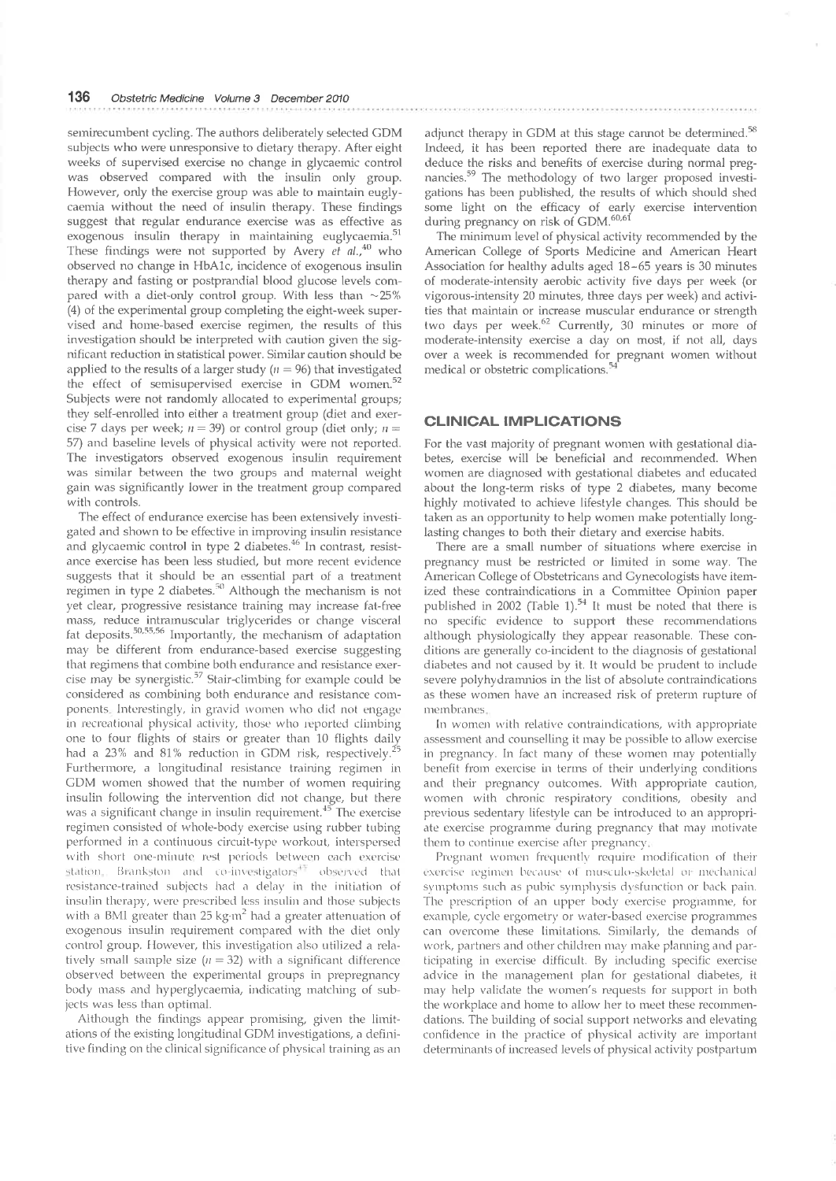semirecumbent cycling. The authors deliberately selected GDM subjects who were unresponsive to dietary therapy. After eight weeks of supervised exercise no change in glycaemic control was observed compared with the insulin only group. However, only the exercise group was able to maintain euglycaemia without the need of insulin therapy. These findings suggest that regular endurance exercise was as effective as exogenous insulin therapy in maintaining euglycaemia.[51] These findings were not supported by Avery *et al.*,[40] who observed no change in HbA1c, incidence of exogenous insulin therapy and fasting or postprandial blood glucose levels compared with a diet-only control group. With less than ~25% (4) of the experimental group completing the eight-week supervised and home-based exercise regimen, the results of this investigation should be interpreted with caution given the significant reduction in statistical power. Similar caution should be applied to the results of a larger study ($n = 96$) that investigated the effect of semisupervised exercise in GDM women.[52] Subjects were not randomly allocated to experimental groups; they self-enrolled into either a treatment group (diet and exercise 7 days per week; $n = 39$) or control group (diet only; $n = 57$) and baseline levels of physical activity were not reported. The investigators observed exogenous insulin requirement was similar between the two groups and maternal weight gain was significantly lower in the treatment group compared with controls.

The effect of endurance exercise has been extensively investigated and shown to be effective in improving insulin resistance and glycaemic control in type 2 diabetes.[46] In contrast, resistance exercise has been less studied, but more recent evidence suggests that it should be an essential part of a treatment regimen in type 2 diabetes.[50] Although the mechanism is not yet clear, progressive resistance training may increase fat-free mass, reduce intramuscular triglycerides or change visceral fat deposits.[50,55,56] Importantly, the mechanism of adaptation may be different from endurance-based exercise suggesting that regimens that combine both endurance and resistance exercise may be synergistic.[57] Stair-climbing for example could be considered as combining both endurance and resistance components. Interestingly, in gravid women who did not engage in recreational physical activity, those who reported climbing one to four flights of stairs or greater than 10 flights daily had a 23% and 81% reduction in GDM risk, respectively.[25] Furthermore, a longitudinal resistance training regimen in GDM women showed that the number of women requiring insulin following the intervention did not change, but there was a significant change in insulin requirement.[45] The exercise regimen consisted of whole-body exercise using rubber tubing performed in a continuous circuit-type workout, interspersed with short one-minute rest periods between each exercise station. Brankston and co-investigators[45] observed that resistance-trained subjects had a delay in the initiation of insulin therapy, were prescribed less insulin and those subjects with a BMI greater than 25 kg·m$^2$ had a greater attenuation of exogenous insulin requirement compared with the diet only control group. However, this investigation also utilized a relatively small sample size ($n = 32$) with a significant difference observed between the experimental groups in prepregnancy body mass and hyperglycaemia, indicating matching of subjects was less than optimal.

Although the findings appear promising, given the limitations of the existing longitudinal GDM investigations, a definitive finding on the clinical significance of physical training as an adjunct therapy in GDM at this stage cannot be determined.[58] Indeed, it has been reported there are inadequate data to deduce the risks and benefits of exercise during normal pregnancies.[59] The methodology of two larger proposed investigations has been published, the results of which should shed some light on the efficacy of early exercise intervention during pregnancy on risk of GDM.[60,61]

The minimum level of physical activity recommended by the American College of Sports Medicine and American Heart Association for healthy adults aged 18–65 years is 30 minutes of moderate-intensity aerobic activity five days per week (or vigorous-intensity 20 minutes, three days per week) and activities that maintain or increase muscular endurance or strength two days per week.[62] Currently, 30 minutes or more of moderate-intensity exercise a day on most, if not all, days over a week is recommended for pregnant women without medical or obstetric complications.[54]

## CLINICAL IMPLICATIONS

For the vast majority of pregnant women with gestational diabetes, exercise will be beneficial and recommended. When women are diagnosed with gestational diabetes and educated about the long-term risks of type 2 diabetes, many become highly motivated to achieve lifestyle changes. This should be taken as an opportunity to help women make potentially long-lasting changes to both their dietary and exercise habits.

There are a small number of situations where exercise in pregnancy must be restricted or limited in some way. The American College of Obstetricans and Gynecologists have itemized these contraindications in a Committee Opinion paper published in 2002 (Table 1).[54] It must be noted that there is no specific evidence to support these recommendations although physiologically they appear reasonable. These conditions are generally co-incident to the diagnosis of gestational diabetes and not caused by it. It would be prudent to include severe polyhydramnios in the list of absolute contraindications as these women have an increased risk of preterm rupture of membranes.

In women with relative contraindications, with appropriate assessment and counselling it may be possible to allow exercise in pregnancy. In fact many of these women may potentially benefit from exercise in terms of their underlying conditions and their pregnancy outcomes. With appropriate caution, women with chronic respiratory conditions, obesity and previous sedentary lifestyle can be introduced to an appropriate exercise programme during pregnancy that may motivate them to continue exercise after pregnancy.

Pregnant women frequently require modification of their exercise regimen because of musculo-skeletal or mechanical symptoms such as pubic symphysis dysfunction or back pain. The prescription of an upper body exercise programme, for example, cycle ergometry or water-based exercise programmes can overcome these limitations. Similarly, the demands of work, partners and other children may make planning and participating in exercise difficult. By including specific exercise advice in the management plan for gestational diabetes, it may help validate the women's requests for support in both the workplace and home to allow her to meet these recommendations. The building of social support networks and elevating confidence in the practice of physical activity are important determinants of increased levels of physical activity postpartum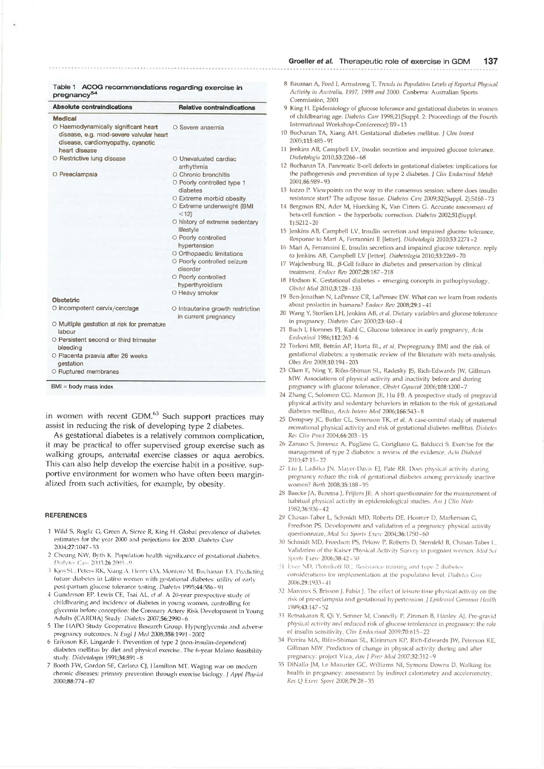**Table 1 ACOG recommendations regarding exercise in pregnancy[54]**

| Absolute contraindications | Relative contraindications |
|---|---|
| **Medical** | |
| ○ Haemodynamically significant heart disease, e.g. mod-severe valvular heart disease, cardiomyopathy, cyanotic heart disease | ○ Severe anaemia |
| ○ Restrictive lung disease | ○ Unevaluated cardiac arrhythmia |
| ○ Preeclampsia | ○ Chronic bronchitis |
| | ○ Poorly controlled type 1 diabetes |
| | ○ Extreme morbid obesity |
| | ○ Extreme underweight (BMI <12) |
| | ○ history of extreme sedentary lifestyle |
| | ○ Poorly controlled hypertension |
| | ○ Orthopaedic limitations |
| | ○ Poorly controlled seizure disorder |
| | ○ Poorly controlled hyperthyroidism |
| | ○ Heavy smoker |
| **Obstetric** | |
| ○ Incompetent cervix/cerclage | ○ Intrauterine growth restriction in current pregnancy |
| ○ Multiple gestation at risk for premature labour | |
| ○ Persistent second or third trimester bleeding | |
| ○ Placenta praevia after 26 weeks gestation | |
| ○ Ruptured membranes | |

BMI = body mass index

in women with recent GDM.[63] Such support practices may assist in reducing the risk of developing type 2 diabetes.

As gestational diabetes is a relatively common complication, it may be practical to offer supervised group exercise such as walking groups, antenatal exercise classes or aqua aerobics. This can also help develop the exercise habit in a positive, supportive environment for women who have often been marginalized from such activities, for example, by obesity.

## REFERENCES

1 Wild S, Roglic G, Green A, Sicree R, King H. Global prevalence of diabetes: estimates for the year 2000 and projections for 2030. *Diabetes Care* 2004;27:1047–53

2 Cheung NW, Byth K. Population health significance of gestational diabetes. *Diabetes Care* 2003;26:2005–9

3 Kjos SL, Peters RK, Xiang A, Henry OA, Montoro M, Buchanan TA. Predicting future diabetes in Latino women with gestational diabetes: utility of early post-partum glucose tolerance testing. *Diabetes* 1995;44:586–91

4 Gunderson EP, Lewis CE, Tsai AL, *et al*. A 20-year prospective study of childbearing and incidence of diabetes in young women, controlling for glycemia before conception: the Coronary Artery Risk Development in Young Adults (CARDIA) Study. *Diabetes* 2007;56:2990–6

5 The HAPO Study Cooperative Research Group. Hyperglycemia and adverse pregnancy outcomes. *N Engl J Med* 2008;358:1991–2002

6 Eriksson KF, Lingarde F. Prevention of type 2 (non-insulin-dependent) diabetes mellitus by diet and physical exercise. The 6-year Malmo feasibility study. *Diabetologia* 1991;34:891–8

7 Booth FW, Gordon SE, Carlson CJ, Hamilton MT. Waging war on modern chronic diseases: primary prevention through exercise biology. *J Appl Physiol* 2000;88:774–87

8 Bauman A, Ford I, Armstrong T. *Trends in Population Levels of Reported Physical Activity in Australia, 1997, 1999 and 2000*. Canberra: Australian Sports Commission, 2001

9 King H. Epidemiology of glucose tolerance and gestational diabetes in women of childbearing age. *Diabetes Care* 1998;21(Suppl. 2: Proceedings of the Fourth International Workshop-Conference):B9–13

10 Buchanan TA, Xiang AH. Gestational diabetes mellitus. *J Clin Invest* 2005;115:485–91

11 Jenkins AB, Campbell LV. Insulin secretion and impaired glucose tolerance. *Diabetologia* 2010;53:2266–68

12 Buchanan TA. Pancreatic B-cell defects in gestational diabetes: implications for the pathogenesis and prevention of type 2 diabetes. *J Clin Endocrinol Metab* 2001;86:989–93

13 Iozzo P. Viewpoints on the way to the consensus session: where does insulin resistance start? The adipose tissue. *Diabetes Care* 2009;32(Suppl. 2):S168–73

14 Bergman RN, Ader M, Huecking K, Van Citters G. Accurate assessment of beta-cell function – the hyperbolic correction. *Diabetes* 2002;51(Suppl. 1):S212–20

15 Jenkins AB, Campbell LV. Insulin secretion and impaired glucose tolerance. Response to Mari A, Ferrannini E [letter]. *Diabetologia* 2010;53:2271–2

16 Mari A, Ferrannini E. Insulin secretion and impaired glucose tolerance. reply to Jenkins AB, Campbell LV [letter]. *Diabetologia* 2010;53:2269–70

17 Wajchenburg BL. β-Cell failure in diabetes and preservation by clinical treatment. *Endocr Rev* 2007;28:187–218

18 Hodson K. Gestational diabetes – emerging concepts in pathophysiology. *Obstet Med* 2010;3:128–133

19 Ben-Jonathan N, LaPensee CR, LaPensee EW. What can we learn from rodents about prolactin in humans? *Endocr Rev* 2008;29:1–41

20 Wang Y, Storlien LH, Jenkins AB, *et al*. Dietary variables and glucose tolerance in pregnancy. *Diabetes Care* 2000;23:460–4

21 Buch I, Hornnes PJ, Kuhl C. Glucose tolerance in early pregnancy. *Acta Endocrinol* 1986;112:263–6

22 Torloni MR, Betrán AP, Horta BL, *et al*. Prepregnancy BMI and the risk of gestational diabetes: a systematic review of the literature with meta-analysis. *Obes Rev* 2008;10:194–203

23 Oken E, Ning Y, Rifas-Shiman SL, Radesky JS, Rich-Edwards JW, Gillman MW. Associations of physical activity and inactivity before and during pregnancy with glucose tolerance. *Obstet Gynecol* 2006;108:1200–7

24 Zhang C, Solomon CG, Manson JE, Hu FB. A prospective study of pregravid physical activity and sedentary behaviors in relation to the risk of gestational diabetes mellitus. *Arch Intern Med* 2006;166:543–8

25 Dempsey JC, Butler CL, Sorenson TK, *et al*. A case-control study of maternal recreational physical activity and risk of gestational diabetes mellitus. *Diabetes Res Clin Pract* 2004;66:203–15

26 Zanuso S, Jimenez A, Pugliese G, Corigliano G, Balducci S. Exercise for the management of type 2 diabetes: a review of the evidence. *Acta Diabetol* 2010;47:15–22

27 Liu J, Laditka JN, Mayer-Davis EJ, Pate RR. Does physical activity during pregnancy reduce the risk of gestational diabetes among previously inactive women? *Birth* 2008;35:188–95

28 Baecke JA, Burema J, Frijters JE. A short questionnaire for the measurement of habitual physical activity in epidemiological studies. *Am J Clin Nutr* 1982;36:936–42

29 Chasan-Taber L, Schmidt MD, Roberts DE, Hosmer D, Markenson G, Freedson PS. Development and validation of a pregnancy physical activity questionnaire. *Med Sci Sports Exerc* 2004;36:1750–60

30 Schmidt MD, Freedson PS, Pekow P, Roberts D, Sternfeld B, Chasan-Taber L. Validation of the Kaiser Physical Activity Survey in pregnant women. *Med Sci Sports Exerc* 2006;38:42–50

31 Eves ND, Plotnikoff RC. Resistance training and type 2 diabetes: considerations for implementation at the population level. *Diabetes Care* 2006;29:1933–41

32 Marcoux S, Brisson J, Fabia J. The effect of leisure time physical activity on the risk of pre-eclampsia and gestational hypertension. *J Epidemiol Commun Health* 1989;43:147–52

33 Retnakaran R, Qi Y, Sermer M, Connelly P, Zinman B, Hanley AJ. Pre-gravid physical activity and reduced risk of glucose intolerance in pregnancy: the role of insulin sensitivity. *Clin Endocrinol* 2009;70:615–22

34 Pereira MA, Rifas-Shiman SL, Kleinman KP, Rich-Edwards JW, Peterson KE, Gillman MW. Predictors of change in physical activity during and after pregnancy: project Viva. *Am J Prev Med* 2007;32:312–9

35 DiNallo JM, Le Masurier GC, Williams NI, Symons Downs D. Walking for health in pregnancy: assessment by indirect calorimetry and accelerometry. *Res Q Exerc Sport* 2008;79:28–35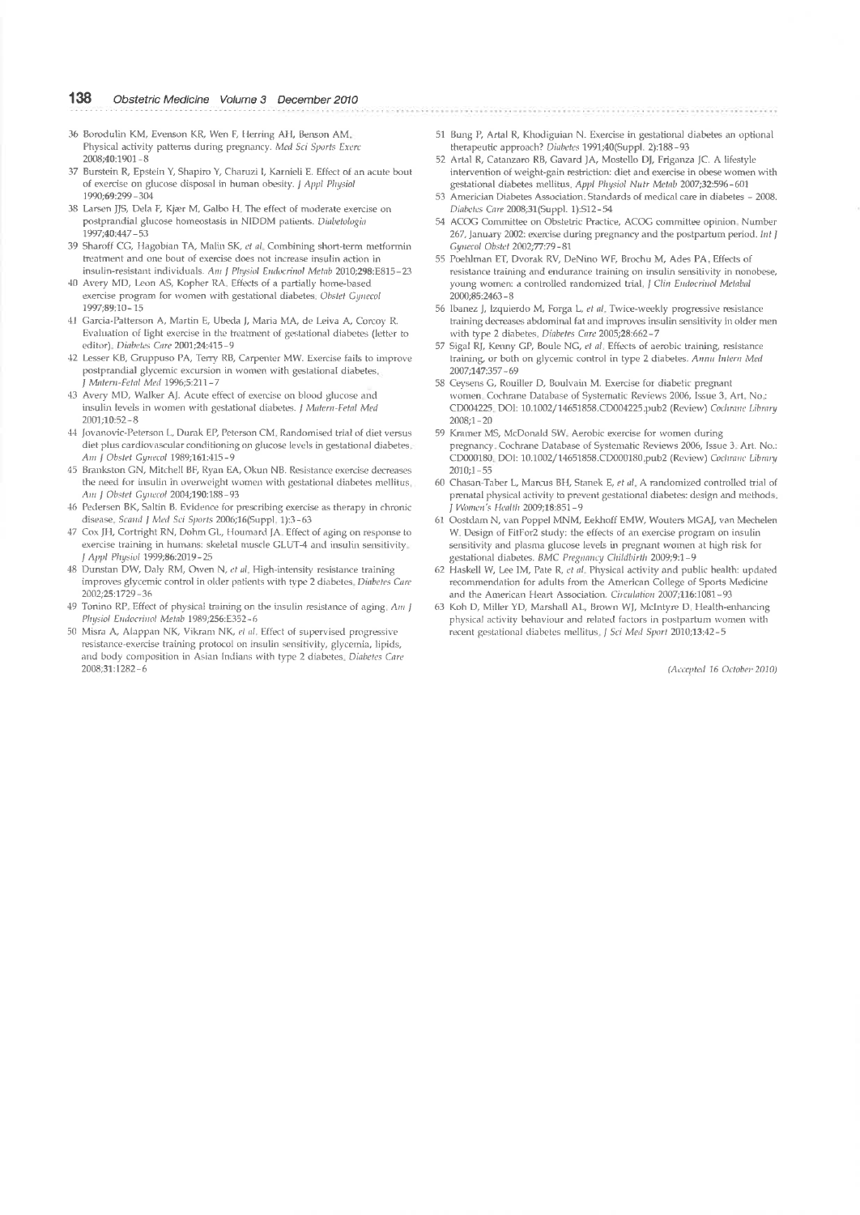36 Borodulin KM, Evenson KR, Wen F, Herring AH, Benson AM. Physical activity patterns during pregnancy. *Med Sci Sports Exerc* 2008;**40**:1901–8

37 Burstein R, Epstein Y, Shapiro Y, Charuzi I, Karnieli E. Effect of an acute bout of exercise on glucose disposal in human obesity. *J Appl Physiol* 1990;**69**:299–304

38 Larsen JJS, Dela F, Kjær M, Galbo H. The effect of moderate exercise on postprandial glucose homeostasis in NIDDM patients. *Diabetologia* 1997;**40**:447–53

39 Sharoff CG, Hagobian TA, Malin SK, *et al*. Combining short-term metformin treatment and one bout of exercise does not increase insulin action in insulin-resistant individuals. *Am J Physiol Endocrinol Metab* 2010;**298**:E815–23

40 Avery MD, Leon AS, Kopher RA. Effects of a partially home-based exercise program for women with gestational diabetes. *Obstet Gynecol* 1997;**89**:10–15

41 Garcia-Patterson A, Martin E, Ubeda J, Maria MA, de Leiva A, Corcoy R. Evaluation of light exercise in the treatment of gestational diabetes (letter to editor). *Diabetes Care* 2001;**24**:415–9

42 Lesser KB, Gruppuso PA, Terry RB, Carpenter MW. Exercise fails to improve postprandial glycemic excursion in women with gestational diabetes. *J Matern-Fetal Med* 1996;**5**:211–7

43 Avery MD, Walker AJ. Acute effect of exercise on blood glucose and insulin levels in women with gestational diabetes. *J Matern-Fetal Med* 2001;**10**:52–8

44 Jovanovic-Peterson L, Durak EP, Peterson CM. Randomised trial of diet versus diet plus cardiovascular conditioning on glucose levels in gestational diabetes. *Am J Obstet Gynecol* 1989;**161**:415–9

45 Brankston GN, Mitchell BF, Ryan EA, Okun NB. Resistance exercise decreases the need for insulin in overweight women with gestational diabetes mellitus. *Am J Obstet Gynecol* 2004;**190**:188–93

46 Pedersen BK, Saltin B. Evidence for prescribing exercise as therapy in chronic disease. *Scand J Med Sci Sports* 2006;**16**(Suppl. 1):3–63

47 Cox JH, Cortright RN, Dohm GL, Houmard JA. Effect of aging on response to exercise training in humans: skeletal muscle GLUT-4 and insulin sensitivity. *J Appl Physiol* 1999;**86**:2019–25

48 Dunstan DW, Daly RM, Owen N, *et al*. High-intensity resistance training improves glycemic control in older patients with type 2 diabetes. *Diabetes Care* 2002;**25**:1729–36

49 Tonino RP. Effect of physical training on the insulin resistance of aging. *Am J Physiol Endocrinol Metab* 1989;**256**:E352–6

50 Misra A, Alappan NK, Vikram NK, *et al*. Effect of supervised progressive resistance-exercise training protocol on insulin sensitivity, glycemia, lipids, and body composition in Asian Indians with type 2 diabetes. *Diabetes Care* 2008;**31**:1282–6

51 Bung P, Artal R, Khodiguian N. Exercise in gestational diabetes an optional therapeutic approach? *Diabetes* 1991;**40**(Suppl. 2):188–93

52 Artal R, Catanzaro RB, Gavard JA, Mostello DJ, Friganza JC. A lifestyle intervention of weight-gain restriction: diet and exercise in obese women with gestational diabetes mellitus. *Appl Physiol Nutr Metab* 2007;**32**:596–601

53 Americian Diabetes Association. Standards of medical care in diabetes – 2008. *Diabetes Care* 2008;**31**(Suppl. 1):S12–54

54 ACOG Committee on Obstetric Practice, ACOG committee opinion. Number 267, January 2002: exercise during pregnancy and the postpartum period. *Int J Gynecol Obstet* 2002;**77**:79–81

55 Poehlman ET, Dvorak RV, DeNino WF, Brochu M, Ades PA. Effects of resistance training and endurance training on insulin sensitivity in nonobese, young women: a controlled randomized trial. *J Clin Endocrinol Metabol* 2000;**85**:2463–8

56 Ibanez J, Izquierdo M, Forga L, *et al*. Twice-weekly progressive resistance training decreases abdominal fat and improves insulin sensitivity in older men with type 2 diabetes. *Diabetes Care* 2005;**28**:662–7

57 Sigal RJ, Kenny GP, Boule NG, *et al*. Effects of aerobic training, resistance training, or both on glycemic control in type 2 diabetes. *Annu Intern Med* 2007;**147**:357–69

58 Ceysens G, Rouiller D, Boulvain M. Exercise for diabetic pregnant women. Cochrane Database of Systematic Reviews 2006, Issue 3. Art. No.: CD004225. DOI: 10.1002/14651858.CD004225.pub2 (Review) *Cochrane Library* 2008;1–20

59 Kramer MS, McDonald SW. Aerobic exercise for women during pregnancy. Cochrane Database of Systematic Reviews 2006, Issue 3. Art. No.: CD000180. DOI: 10.1002/14651858.CD000180.pub2 (Review) *Cochrane Library* 2010;1–55

60 Chasan-Taber L, Marcus BH, Stanek E, *et al*. A randomized controlled trial of prenatal physical activity to prevent gestational diabetes: design and methods. *J Women's Health* 2009;**18**:851–9

61 Oostdam N, van Poppel MNM, Eekhoff EMW, Wouters MGAJ, van Mechelen W. Design of FitFor2 study: the effects of an exercise program on insulin sensitivity and plasma glucose levels in pregnant women at high risk for gestational diabetes. *BMC Pregnancy Childbirth* 2009;**9**:1–9

62 Haskell W, Lee IM, Pate R, *et al*. Physical activity and public health: updated recommendation for adults from the American College of Sports Medicine and the American Heart Association. *Circulation* 2007;**116**:1081–93

63 Koh D, Miller YD, Marshall AL, Brown WJ, McIntyre D. Health-enhancing physical activity behaviour and related factors in postpartum women with recent gestational diabetes mellitus. *J Sci Med Sport* 2010;**13**:42–5

*(Accepted 16 October 2010)*